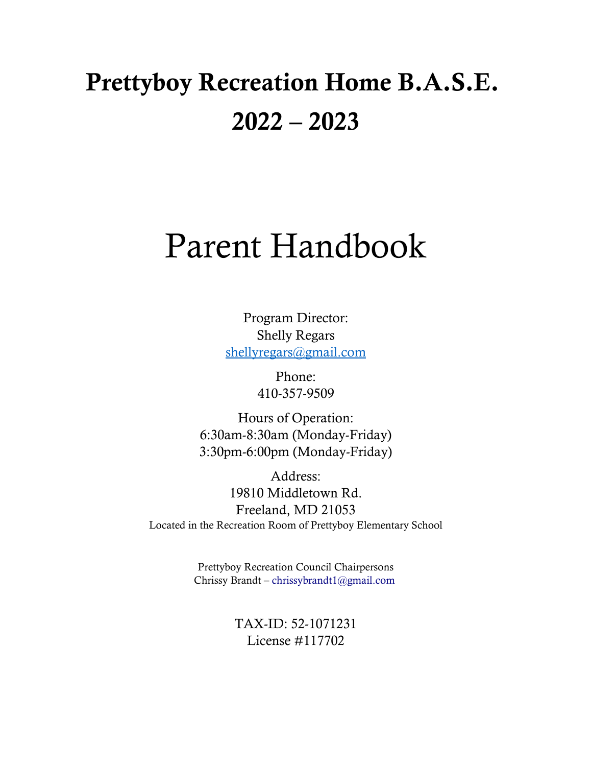# Prettyboy Recreation Home B.A.S.E.
# 2022 – 2023

# Parent Handbook

Program Director:
Shelly Regars
shellyregars@gmail.com

Phone:
410-357-9509

Hours of Operation:
6:30am-8:30am (Monday-Friday)
3:30pm-6:00pm (Monday-Friday)

Address:
19810 Middletown Rd.
Freeland, MD 21053
Located in the Recreation Room of Prettyboy Elementary School

Prettyboy Recreation Council Chairpersons
Chrissy Brandt – chrissybrandt1@gmail.com

TAX-ID: 52-1071231
License #117702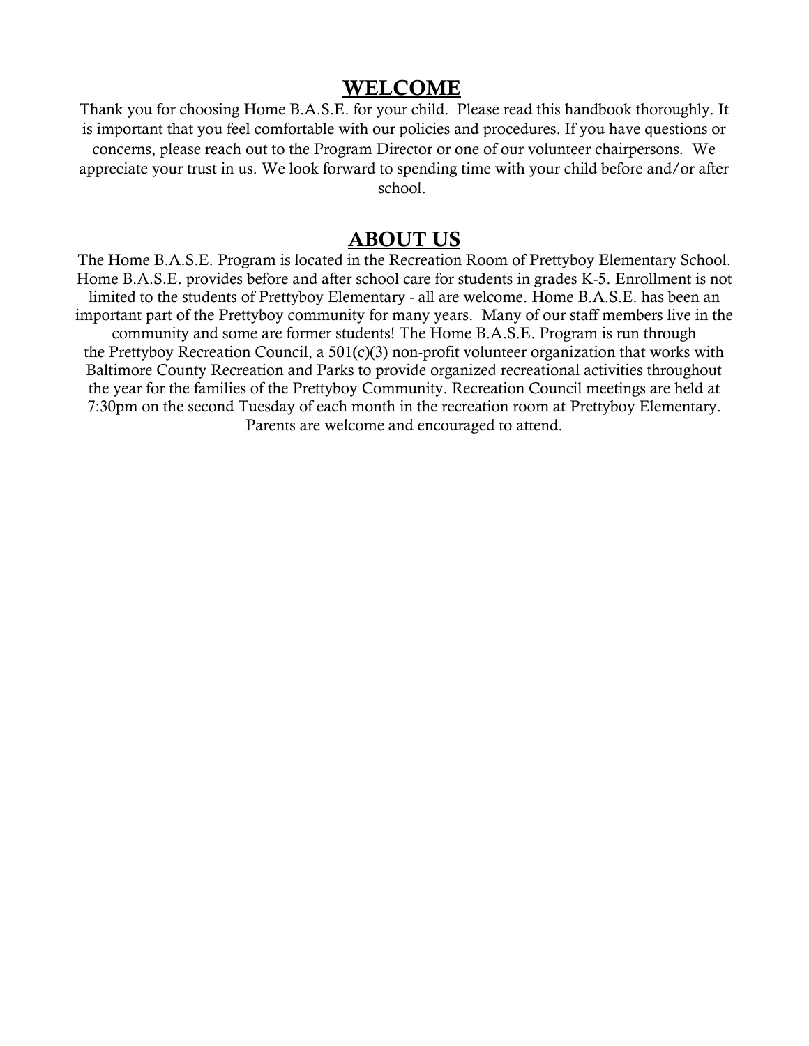# WELCOME

Thank you for choosing Home B.A.S.E. for your child. Please read this handbook thoroughly. It is important that you feel comfortable with our policies and procedures. If you have questions or concerns, please reach out to the Program Director or one of our volunteer chairpersons. We appreciate your trust in us. We look forward to spending time with your child before and/or after school.

# ABOUT US

The Home B.A.S.E. Program is located in the Recreation Room of Prettyboy Elementary School. Home B.A.S.E. provides before and after school care for students in grades K-5. Enrollment is not limited to the students of Prettyboy Elementary - all are welcome. Home B.A.S.E. has been an important part of the Prettyboy community for many years. Many of our staff members live in the community and some are former students! The Home B.A.S.E. Program is run through the Prettyboy Recreation Council, a 501(c)(3) non-profit volunteer organization that works with Baltimore County Recreation and Parks to provide organized recreational activities throughout the year for the families of the Prettyboy Community. Recreation Council meetings are held at 7:30pm on the second Tuesday of each month in the recreation room at Prettyboy Elementary. Parents are welcome and encouraged to attend.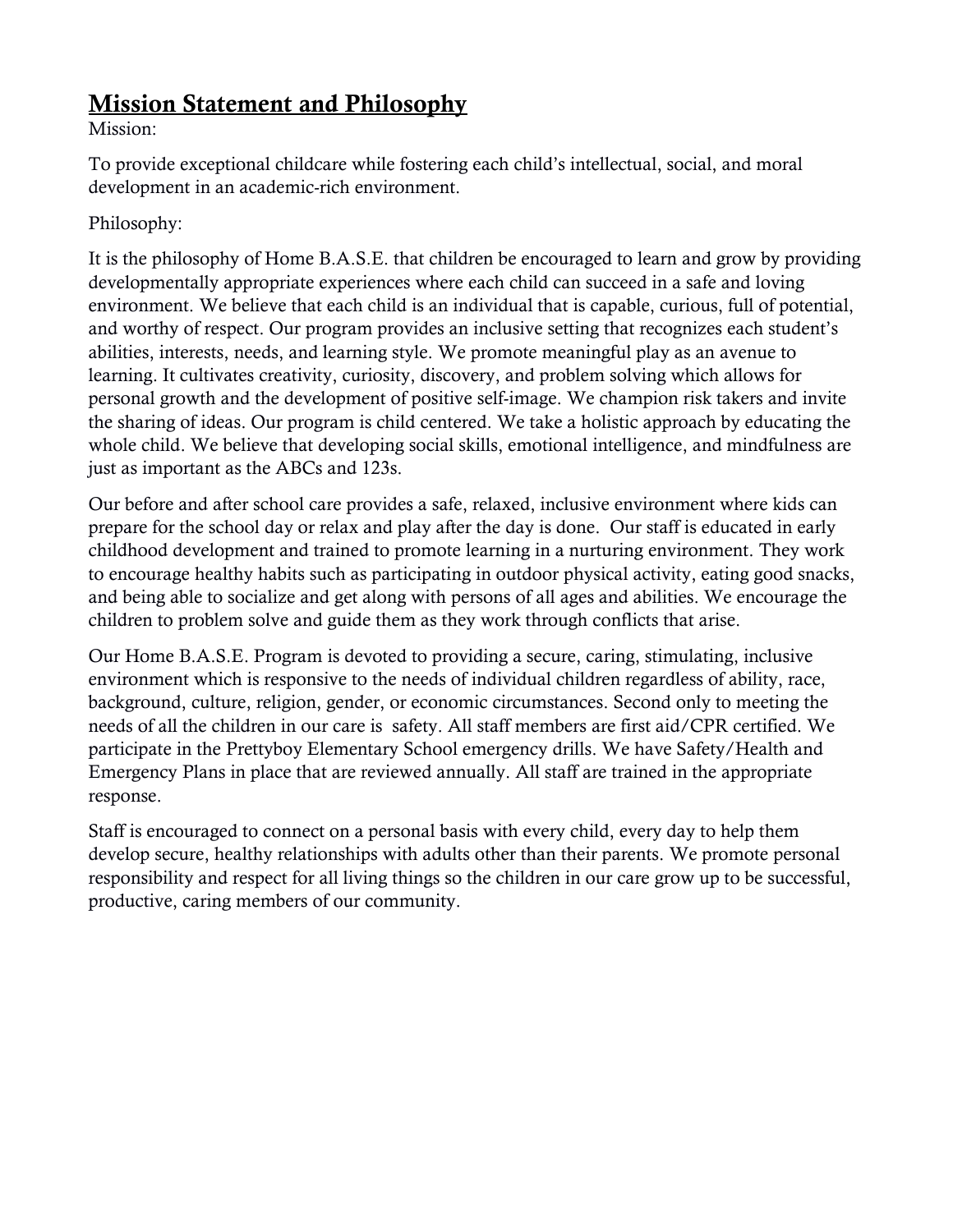## Mission Statement and Philosophy

Mission:

To provide exceptional childcare while fostering each child's intellectual, social, and moral development in an academic-rich environment.

Philosophy:

It is the philosophy of Home B.A.S.E. that children be encouraged to learn and grow by providing developmentally appropriate experiences where each child can succeed in a safe and loving environment. We believe that each child is an individual that is capable, curious, full of potential, and worthy of respect. Our program provides an inclusive setting that recognizes each student's abilities, interests, needs, and learning style. We promote meaningful play as an avenue to learning. It cultivates creativity, curiosity, discovery, and problem solving which allows for personal growth and the development of positive self-image. We champion risk takers and invite the sharing of ideas. Our program is child centered. We take a holistic approach by educating the whole child. We believe that developing social skills, emotional intelligence, and mindfulness are just as important as the ABCs and 123s.

Our before and after school care provides a safe, relaxed, inclusive environment where kids can prepare for the school day or relax and play after the day is done. Our staff is educated in early childhood development and trained to promote learning in a nurturing environment. They work to encourage healthy habits such as participating in outdoor physical activity, eating good snacks, and being able to socialize and get along with persons of all ages and abilities. We encourage the children to problem solve and guide them as they work through conflicts that arise.

Our Home B.A.S.E. Program is devoted to providing a secure, caring, stimulating, inclusive environment which is responsive to the needs of individual children regardless of ability, race, background, culture, religion, gender, or economic circumstances. Second only to meeting the needs of all the children in our care is safety. All staff members are first aid/CPR certified. We participate in the Prettyboy Elementary School emergency drills. We have Safety/Health and Emergency Plans in place that are reviewed annually. All staff are trained in the appropriate response.

Staff is encouraged to connect on a personal basis with every child, every day to help them develop secure, healthy relationships with adults other than their parents. We promote personal responsibility and respect for all living things so the children in our care grow up to be successful, productive, caring members of our community.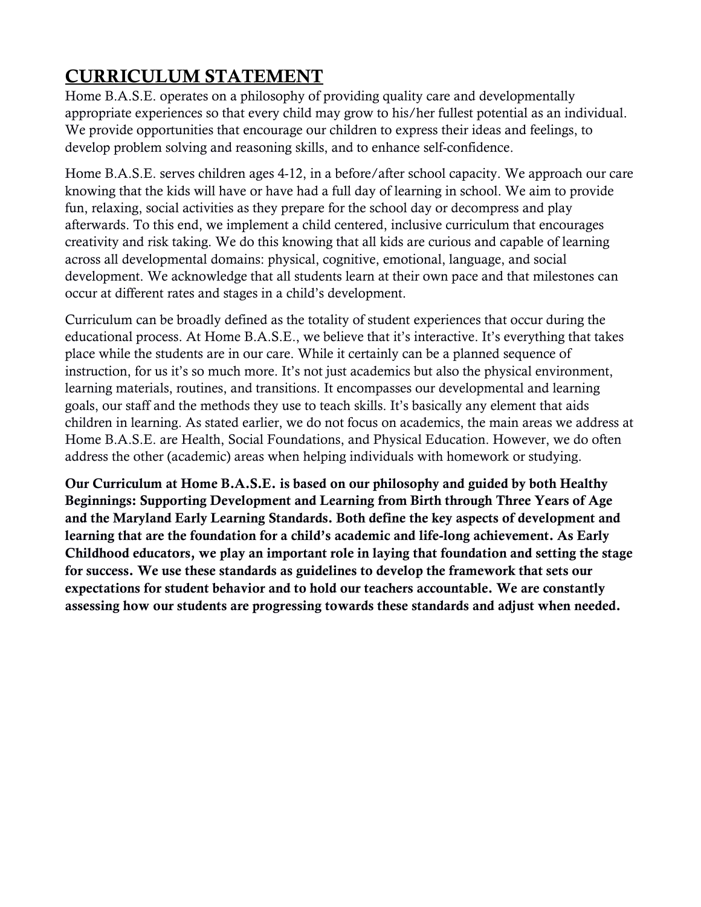## CURRICULUM STATEMENT

Home B.A.S.E. operates on a philosophy of providing quality care and developmentally appropriate experiences so that every child may grow to his/her fullest potential as an individual. We provide opportunities that encourage our children to express their ideas and feelings, to develop problem solving and reasoning skills, and to enhance self-confidence.

Home B.A.S.E. serves children ages 4-12, in a before/after school capacity. We approach our care knowing that the kids will have or have had a full day of learning in school. We aim to provide fun, relaxing, social activities as they prepare for the school day or decompress and play afterwards. To this end, we implement a child centered, inclusive curriculum that encourages creativity and risk taking. We do this knowing that all kids are curious and capable of learning across all developmental domains: physical, cognitive, emotional, language, and social development. We acknowledge that all students learn at their own pace and that milestones can occur at different rates and stages in a child's development.

Curriculum can be broadly defined as the totality of student experiences that occur during the educational process. At Home B.A.S.E., we believe that it's interactive. It's everything that takes place while the students are in our care. While it certainly can be a planned sequence of instruction, for us it's so much more. It's not just academics but also the physical environment, learning materials, routines, and transitions. It encompasses our developmental and learning goals, our staff and the methods they use to teach skills. It's basically any element that aids children in learning. As stated earlier, we do not focus on academics, the main areas we address at Home B.A.S.E. are Health, Social Foundations, and Physical Education. However, we do often address the other (academic) areas when helping individuals with homework or studying.

**Our Curriculum at Home B.A.S.E. is based on our philosophy and guided by both Healthy Beginnings: Supporting Development and Learning from Birth through Three Years of Age and the Maryland Early Learning Standards. Both define the key aspects of development and learning that are the foundation for a child's academic and life-long achievement. As Early Childhood educators, we play an important role in laying that foundation and setting the stage for success. We use these standards as guidelines to develop the framework that sets our expectations for student behavior and to hold our teachers accountable. We are constantly assessing how our students are progressing towards these standards and adjust when needed.**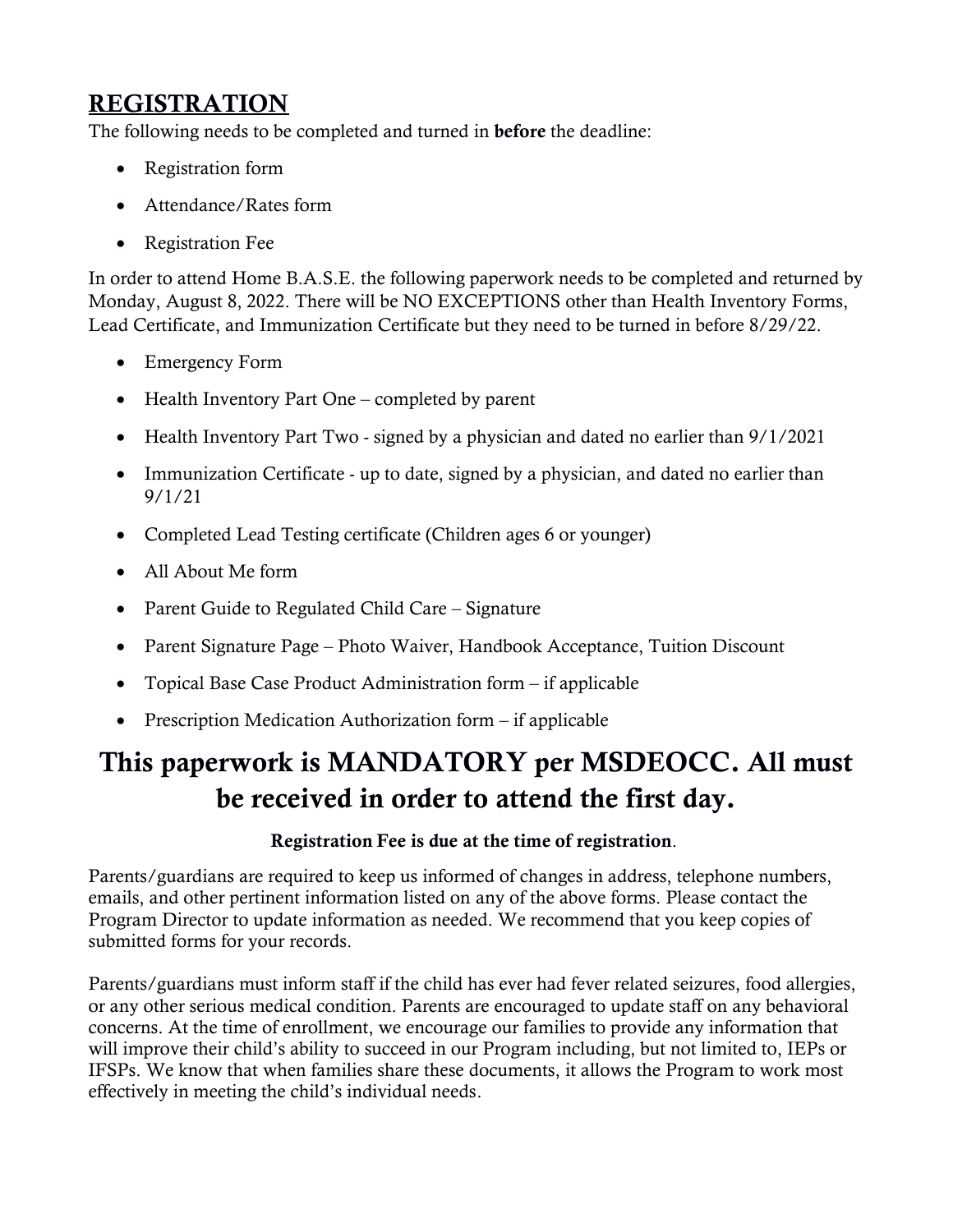## REGISTRATION

The following needs to be completed and turned in **before** the deadline:

- Registration form
- Attendance/Rates form
- Registration Fee

In order to attend Home B.A.S.E. the following paperwork needs to be completed and returned by Monday, August 8, 2022. There will be NO EXCEPTIONS other than Health Inventory Forms, Lead Certificate, and Immunization Certificate but they need to be turned in before 8/29/22.

- Emergency Form
- Health Inventory Part One – completed by parent
- Health Inventory Part Two - signed by a physician and dated no earlier than 9/1/2021
- Immunization Certificate - up to date, signed by a physician, and dated no earlier than 9/1/21
- Completed Lead Testing certificate (Children ages 6 or younger)
- All About Me form
- Parent Guide to Regulated Child Care – Signature
- Parent Signature Page – Photo Waiver, Handbook Acceptance, Tuition Discount
- Topical Base Case Product Administration form – if applicable
- Prescription Medication Authorization form – if applicable

# This paperwork is MANDATORY per MSDEOCC. All must be received in order to attend the first day.

**Registration Fee is due at the time of registration**.

Parents/guardians are required to keep us informed of changes in address, telephone numbers, emails, and other pertinent information listed on any of the above forms. Please contact the Program Director to update information as needed. We recommend that you keep copies of submitted forms for your records.

Parents/guardians must inform staff if the child has ever had fever related seizures, food allergies, or any other serious medical condition. Parents are encouraged to update staff on any behavioral concerns. At the time of enrollment, we encourage our families to provide any information that will improve their child's ability to succeed in our Program including, but not limited to, IEPs or IFSPs. We know that when families share these documents, it allows the Program to work most effectively in meeting the child's individual needs.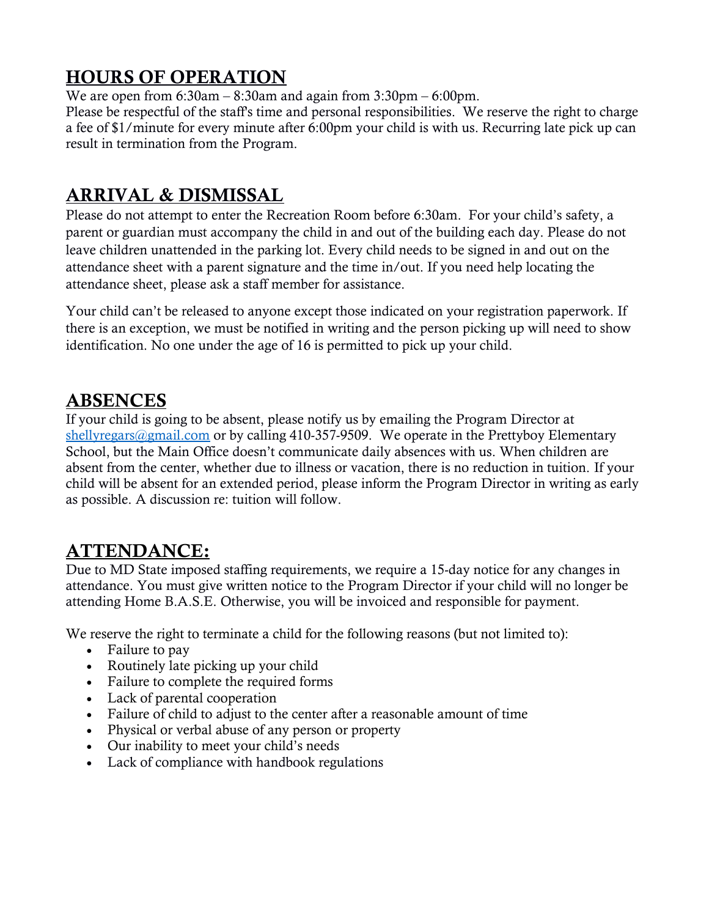## HOURS OF OPERATION

We are open from 6:30am – 8:30am and again from 3:30pm – 6:00pm.
Please be respectful of the staff's time and personal responsibilities. We reserve the right to charge a fee of $1/minute for every minute after 6:00pm your child is with us. Recurring late pick up can result in termination from the Program.

## ARRIVAL & DISMISSAL

Please do not attempt to enter the Recreation Room before 6:30am. For your child's safety, a parent or guardian must accompany the child in and out of the building each day. Please do not leave children unattended in the parking lot. Every child needs to be signed in and out on the attendance sheet with a parent signature and the time in/out. If you need help locating the attendance sheet, please ask a staff member for assistance.

Your child can't be released to anyone except those indicated on your registration paperwork. If there is an exception, we must be notified in writing and the person picking up will need to show identification. No one under the age of 16 is permitted to pick up your child.

## ABSENCES

If your child is going to be absent, please notify us by emailing the Program Director at shellyregars@gmail.com or by calling 410-357-9509. We operate in the Prettyboy Elementary School, but the Main Office doesn't communicate daily absences with us. When children are absent from the center, whether due to illness or vacation, there is no reduction in tuition. If your child will be absent for an extended period, please inform the Program Director in writing as early as possible. A discussion re: tuition will follow.

## ATTENDANCE:

Due to MD State imposed staffing requirements, we require a 15-day notice for any changes in attendance. You must give written notice to the Program Director if your child will no longer be attending Home B.A.S.E. Otherwise, you will be invoiced and responsible for payment.

We reserve the right to terminate a child for the following reasons (but not limited to):

- Failure to pay
- Routinely late picking up your child
- Failure to complete the required forms
- Lack of parental cooperation
- Failure of child to adjust to the center after a reasonable amount of time
- Physical or verbal abuse of any person or property
- Our inability to meet your child's needs
- Lack of compliance with handbook regulations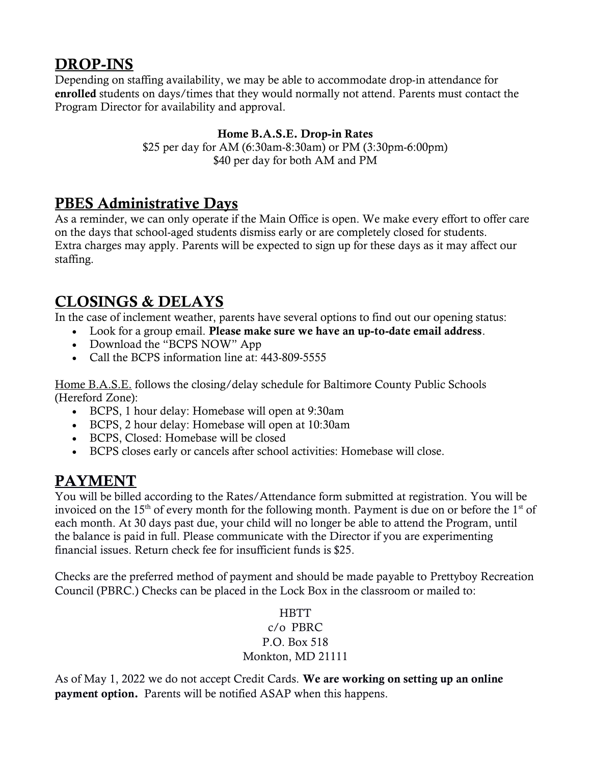## DROP-INS

Depending on staffing availability, we may be able to accommodate drop-in attendance for **enrolled** students on days/times that they would normally not attend. Parents must contact the Program Director for availability and approval.

**Home B.A.S.E. Drop-in Rates**

$25 per day for AM (6:30am-8:30am) or PM (3:30pm-6:00pm)
$40 per day for both AM and PM

## PBES Administrative Days

As a reminder, we can only operate if the Main Office is open. We make every effort to offer care on the days that school-aged students dismiss early or are completely closed for students. Extra charges may apply. Parents will be expected to sign up for these days as it may affect our staffing.

## CLOSINGS & DELAYS

In the case of inclement weather, parents have several options to find out our opening status:

- Look for a group email. **Please make sure we have an up-to-date email address**.
- Download the "BCPS NOW" App
- Call the BCPS information line at: 443-809-5555

Home B.A.S.E. follows the closing/delay schedule for Baltimore County Public Schools (Hereford Zone):

- BCPS, 1 hour delay: Homebase will open at 9:30am
- BCPS, 2 hour delay: Homebase will open at 10:30am
- BCPS, Closed: Homebase will be closed
- BCPS closes early or cancels after school activities: Homebase will close.

## PAYMENT

You will be billed according to the Rates/Attendance form submitted at registration. You will be invoiced on the 15th of every month for the following month. Payment is due on or before the 1st of each month. At 30 days past due, your child will no longer be able to attend the Program, until the balance is paid in full. Please communicate with the Director if you are experimenting financial issues. Return check fee for insufficient funds is $25.

Checks are the preferred method of payment and should be made payable to Prettyboy Recreation Council (PBRC.) Checks can be placed in the Lock Box in the classroom or mailed to:

HBTT
c/o PBRC
P.O. Box 518
Monkton, MD 21111

As of May 1, 2022 we do not accept Credit Cards. **We are working on setting up an online payment option.** Parents will be notified ASAP when this happens.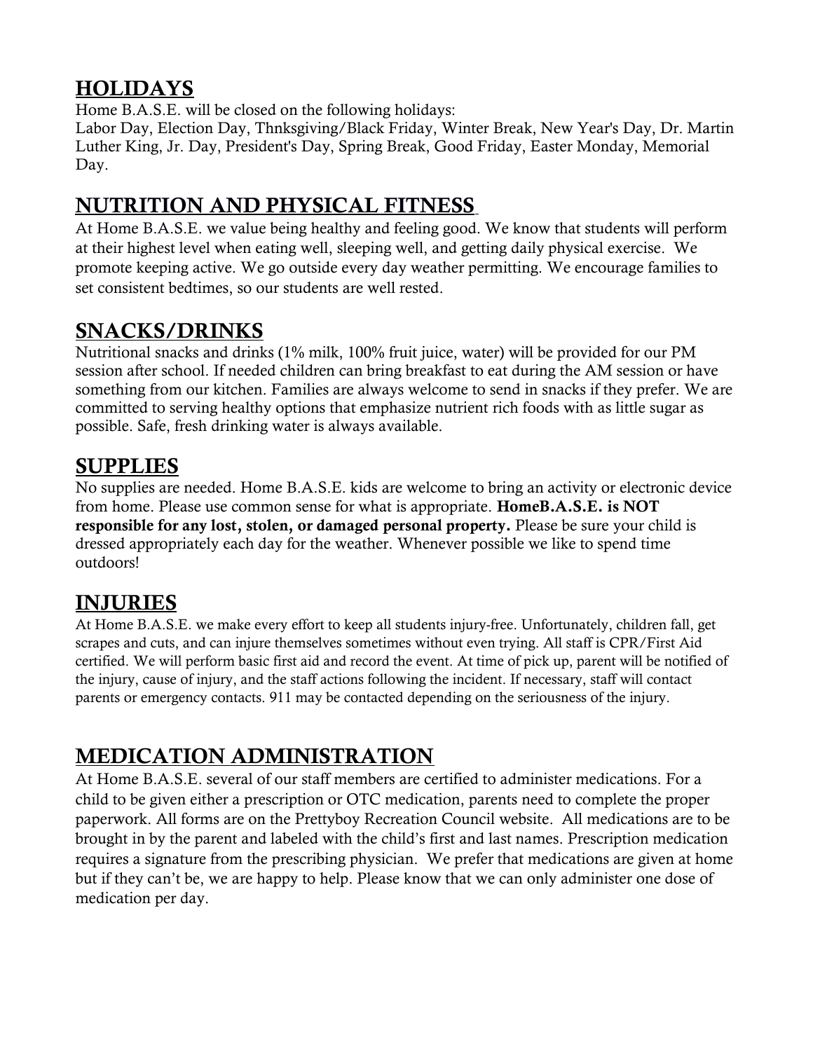## HOLIDAYS

Home B.A.S.E. will be closed on the following holidays:
Labor Day, Election Day, Thnksgiving/Black Friday, Winter Break, New Year's Day, Dr. Martin Luther King, Jr. Day, President's Day, Spring Break, Good Friday, Easter Monday, Memorial Day.

## NUTRITION AND PHYSICAL FITNESS

At Home B.A.S.E. we value being healthy and feeling good. We know that students will perform at their highest level when eating well, sleeping well, and getting daily physical exercise. We promote keeping active. We go outside every day weather permitting. We encourage families to set consistent bedtimes, so our students are well rested.

## SNACKS/DRINKS

Nutritional snacks and drinks (1% milk, 100% fruit juice, water) will be provided for our PM session after school. If needed children can bring breakfast to eat during the AM session or have something from our kitchen. Families are always welcome to send in snacks if they prefer. We are committed to serving healthy options that emphasize nutrient rich foods with as little sugar as possible. Safe, fresh drinking water is always available.

## SUPPLIES

No supplies are needed. Home B.A.S.E. kids are welcome to bring an activity or electronic device from home. Please use common sense for what is appropriate. **HomeB.A.S.E. is NOT responsible for any lost, stolen, or damaged personal property.** Please be sure your child is dressed appropriately each day for the weather. Whenever possible we like to spend time outdoors!

## INJURIES

At Home B.A.S.E. we make every effort to keep all students injury-free. Unfortunately, children fall, get scrapes and cuts, and can injure themselves sometimes without even trying. All staff is CPR/First Aid certified. We will perform basic first aid and record the event. At time of pick up, parent will be notified of the injury, cause of injury, and the staff actions following the incident. If necessary, staff will contact parents or emergency contacts. 911 may be contacted depending on the seriousness of the injury.

## MEDICATION ADMINISTRATION

At Home B.A.S.E. several of our staff members are certified to administer medications. For a child to be given either a prescription or OTC medication, parents need to complete the proper paperwork. All forms are on the Prettyboy Recreation Council website. All medications are to be brought in by the parent and labeled with the child's first and last names. Prescription medication requires a signature from the prescribing physician. We prefer that medications are given at home but if they can't be, we are happy to help. Please know that we can only administer one dose of medication per day.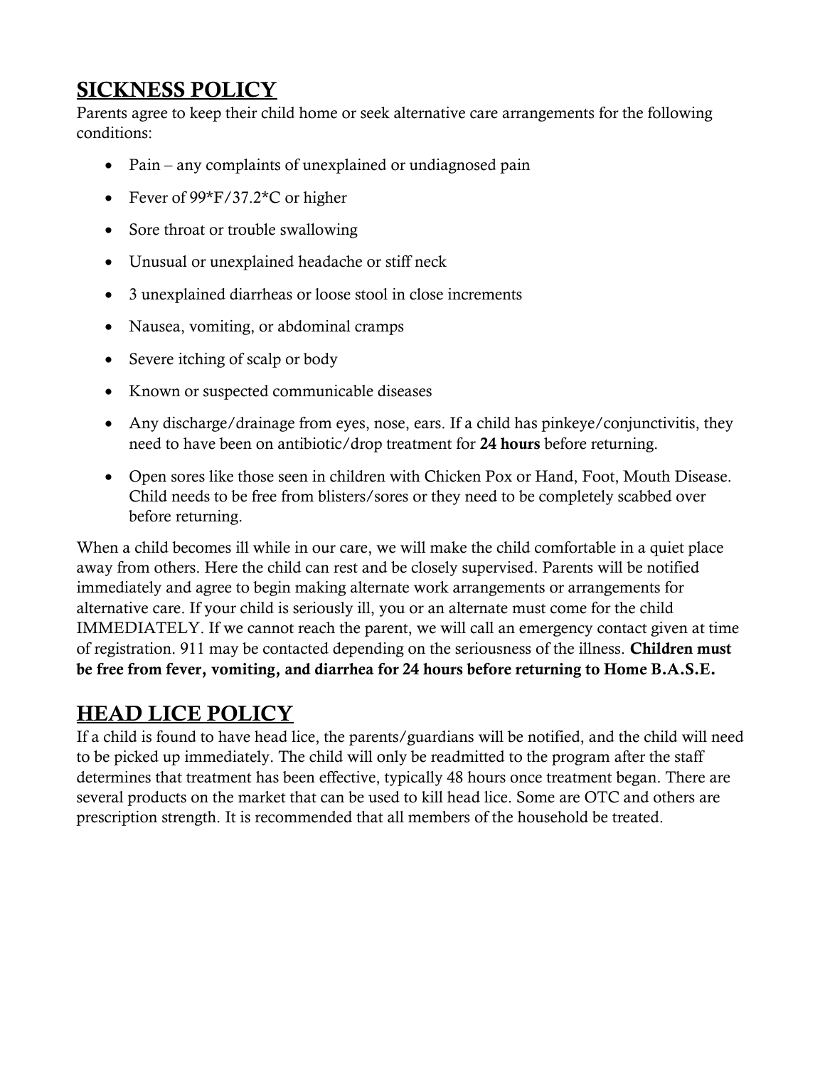## SICKNESS POLICY

Parents agree to keep their child home or seek alternative care arrangements for the following conditions:

- Pain – any complaints of unexplained or undiagnosed pain
- Fever of 99*F/37.2*C or higher
- Sore throat or trouble swallowing
- Unusual or unexplained headache or stiff neck
- 3 unexplained diarrheas or loose stool in close increments
- Nausea, vomiting, or abdominal cramps
- Severe itching of scalp or body
- Known or suspected communicable diseases
- Any discharge/drainage from eyes, nose, ears. If a child has pinkeye/conjunctivitis, they need to have been on antibiotic/drop treatment for **24 hours** before returning.
- Open sores like those seen in children with Chicken Pox or Hand, Foot, Mouth Disease. Child needs to be free from blisters/sores or they need to be completely scabbed over before returning.

When a child becomes ill while in our care, we will make the child comfortable in a quiet place away from others. Here the child can rest and be closely supervised. Parents will be notified immediately and agree to begin making alternate work arrangements or arrangements for alternative care. If your child is seriously ill, you or an alternate must come for the child IMMEDIATELY. If we cannot reach the parent, we will call an emergency contact given at time of registration. 911 may be contacted depending on the seriousness of the illness. **Children must be free from fever, vomiting, and diarrhea for 24 hours before returning to Home B.A.S.E.**

## HEAD LICE POLICY

If a child is found to have head lice, the parents/guardians will be notified, and the child will need to be picked up immediately. The child will only be readmitted to the program after the staff determines that treatment has been effective, typically 48 hours once treatment began. There are several products on the market that can be used to kill head lice. Some are OTC and others are prescription strength. It is recommended that all members of the household be treated.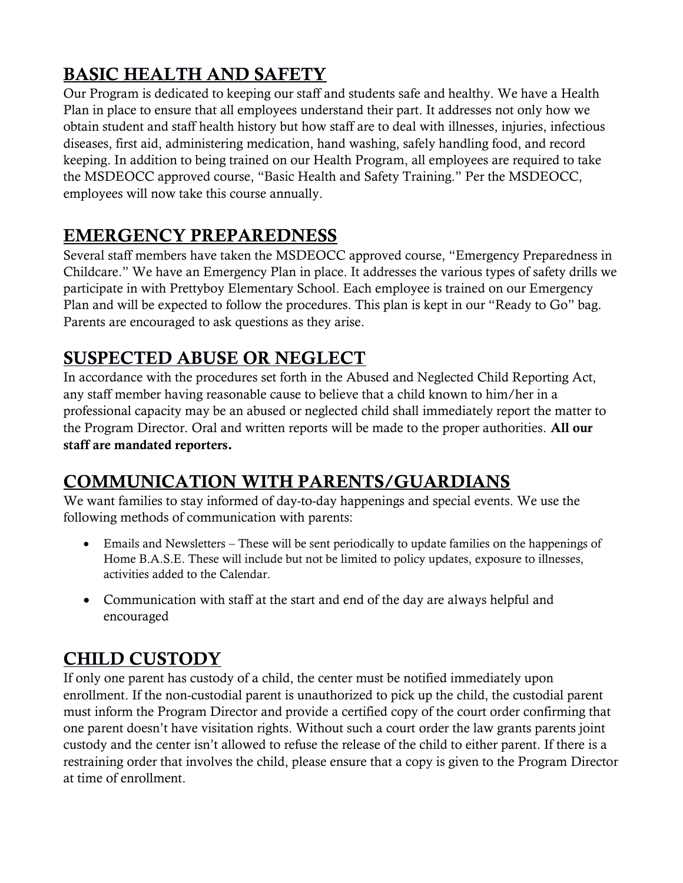## BASIC HEALTH AND SAFETY

Our Program is dedicated to keeping our staff and students safe and healthy. We have a Health Plan in place to ensure that all employees understand their part. It addresses not only how we obtain student and staff health history but how staff are to deal with illnesses, injuries, infectious diseases, first aid, administering medication, hand washing, safely handling food, and record keeping. In addition to being trained on our Health Program, all employees are required to take the MSDEOCC approved course, "Basic Health and Safety Training." Per the MSDEOCC, employees will now take this course annually.

## EMERGENCY PREPAREDNESS

Several staff members have taken the MSDEOCC approved course, "Emergency Preparedness in Childcare." We have an Emergency Plan in place. It addresses the various types of safety drills we participate in with Prettyboy Elementary School. Each employee is trained on our Emergency Plan and will be expected to follow the procedures. This plan is kept in our "Ready to Go" bag. Parents are encouraged to ask questions as they arise.

## SUSPECTED ABUSE OR NEGLECT

In accordance with the procedures set forth in the Abused and Neglected Child Reporting Act, any staff member having reasonable cause to believe that a child known to him/her in a professional capacity may be an abused or neglected child shall immediately report the matter to the Program Director. Oral and written reports will be made to the proper authorities. **All our staff are mandated reporters.**

## COMMUNICATION WITH PARENTS/GUARDIANS

We want families to stay informed of day-to-day happenings and special events. We use the following methods of communication with parents:

- Emails and Newsletters – These will be sent periodically to update families on the happenings of Home B.A.S.E. These will include but not be limited to policy updates, exposure to illnesses, activities added to the Calendar.
- Communication with staff at the start and end of the day are always helpful and encouraged

## CHILD CUSTODY

If only one parent has custody of a child, the center must be notified immediately upon enrollment. If the non-custodial parent is unauthorized to pick up the child, the custodial parent must inform the Program Director and provide a certified copy of the court order confirming that one parent doesn't have visitation rights. Without such a court order the law grants parents joint custody and the center isn't allowed to refuse the release of the child to either parent. If there is a restraining order that involves the child, please ensure that a copy is given to the Program Director at time of enrollment.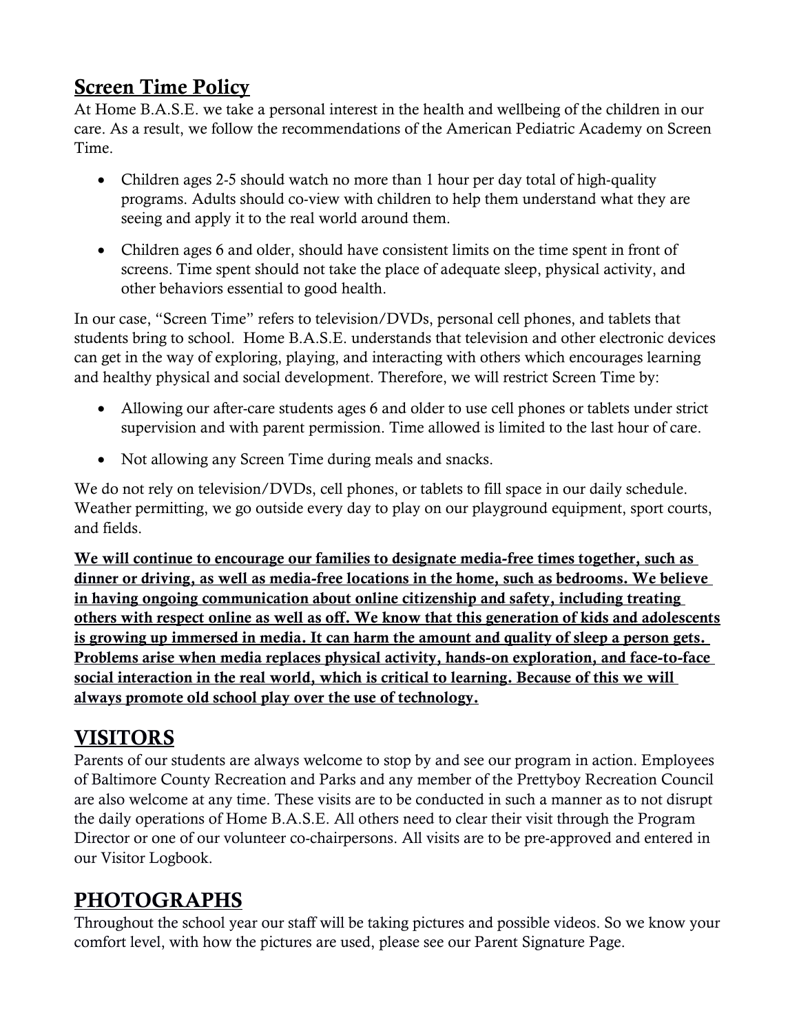## Screen Time Policy

At Home B.A.S.E. we take a personal interest in the health and wellbeing of the children in our care. As a result, we follow the recommendations of the American Pediatric Academy on Screen Time.

- Children ages 2-5 should watch no more than 1 hour per day total of high-quality programs. Adults should co-view with children to help them understand what they are seeing and apply it to the real world around them.
- Children ages 6 and older, should have consistent limits on the time spent in front of screens. Time spent should not take the place of adequate sleep, physical activity, and other behaviors essential to good health.

In our case, "Screen Time" refers to television/DVDs, personal cell phones, and tablets that students bring to school. Home B.A.S.E. understands that television and other electronic devices can get in the way of exploring, playing, and interacting with others which encourages learning and healthy physical and social development. Therefore, we will restrict Screen Time by:

- Allowing our after-care students ages 6 and older to use cell phones or tablets under strict supervision and with parent permission. Time allowed is limited to the last hour of care.
- Not allowing any Screen Time during meals and snacks.

We do not rely on television/DVDs, cell phones, or tablets to fill space in our daily schedule. Weather permitting, we go outside every day to play on our playground equipment, sport courts, and fields.

**We will continue to encourage our families to designate media-free times together, such as dinner or driving, as well as media-free locations in the home, such as bedrooms. We believe in having ongoing communication about online citizenship and safety, including treating others with respect online as well as off. We know that this generation of kids and adolescents is growing up immersed in media. It can harm the amount and quality of sleep a person gets. Problems arise when media replaces physical activity, hands-on exploration, and face-to-face social interaction in the real world, which is critical to learning. Because of this we will always promote old school play over the use of technology.**

## VISITORS

Parents of our students are always welcome to stop by and see our program in action. Employees of Baltimore County Recreation and Parks and any member of the Prettyboy Recreation Council are also welcome at any time. These visits are to be conducted in such a manner as to not disrupt the daily operations of Home B.A.S.E. All others need to clear their visit through the Program Director or one of our volunteer co-chairpersons. All visits are to be pre-approved and entered in our Visitor Logbook.

## PHOTOGRAPHS

Throughout the school year our staff will be taking pictures and possible videos. So we know your comfort level, with how the pictures are used, please see our Parent Signature Page.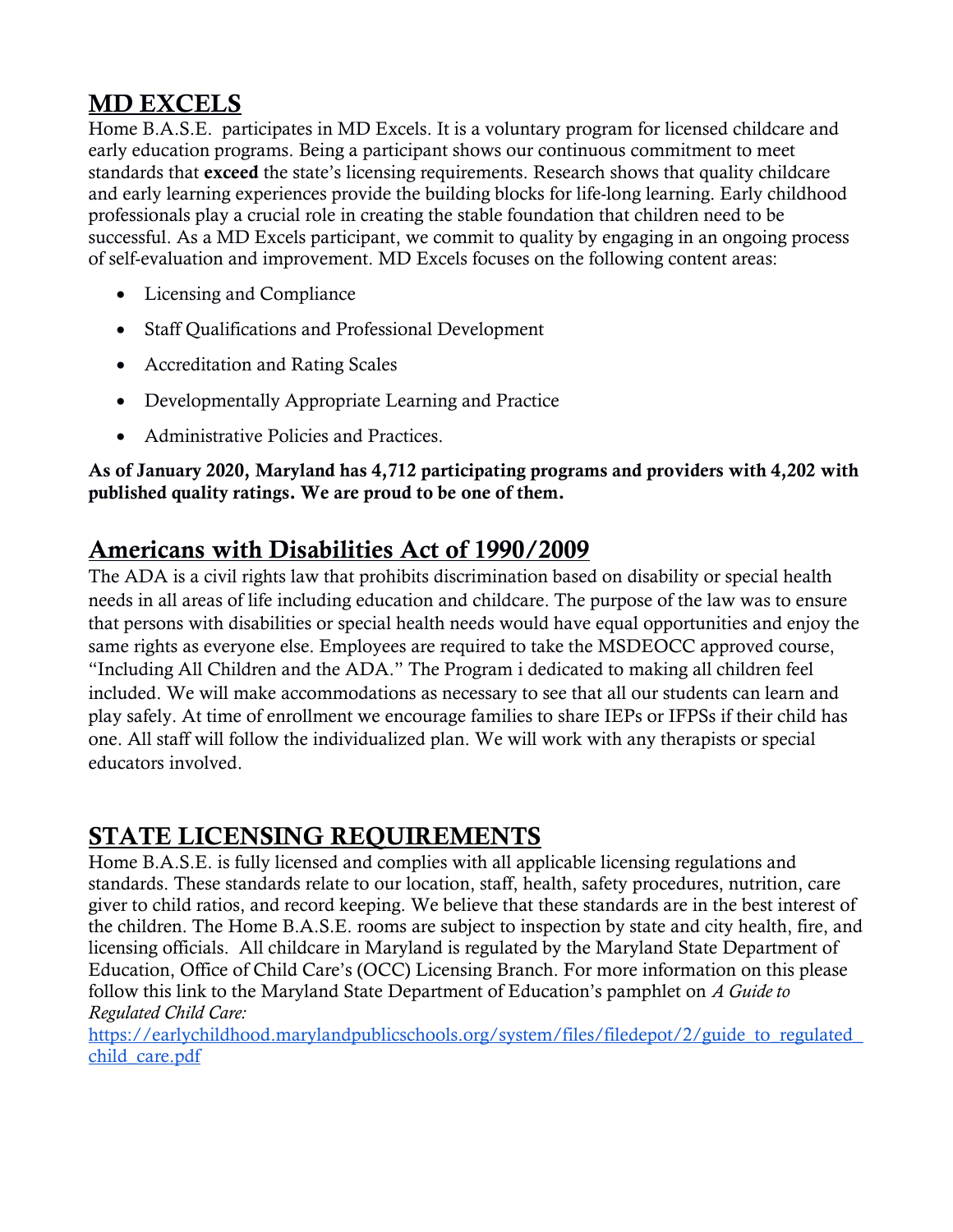## MD EXCELS

Home B.A.S.E. participates in MD Excels. It is a voluntary program for licensed childcare and early education programs. Being a participant shows our continuous commitment to meet standards that **exceed** the state's licensing requirements. Research shows that quality childcare and early learning experiences provide the building blocks for life-long learning. Early childhood professionals play a crucial role in creating the stable foundation that children need to be successful. As a MD Excels participant, we commit to quality by engaging in an ongoing process of self-evaluation and improvement. MD Excels focuses on the following content areas:

- Licensing and Compliance
- Staff Qualifications and Professional Development
- Accreditation and Rating Scales
- Developmentally Appropriate Learning and Practice
- Administrative Policies and Practices.

**As of January 2020, Maryland has 4,712 participating programs and providers with 4,202 with published quality ratings. We are proud to be one of them.**

## Americans with Disabilities Act of 1990/2009

The ADA is a civil rights law that prohibits discrimination based on disability or special health needs in all areas of life including education and childcare. The purpose of the law was to ensure that persons with disabilities or special health needs would have equal opportunities and enjoy the same rights as everyone else. Employees are required to take the MSDEOCC approved course, "Including All Children and the ADA." The Program i dedicated to making all children feel included. We will make accommodations as necessary to see that all our students can learn and play safely. At time of enrollment we encourage families to share IEPs or IFPSs if their child has one. All staff will follow the individualized plan. We will work with any therapists or special educators involved.

## STATE LICENSING REQUIREMENTS

Home B.A.S.E. is fully licensed and complies with all applicable licensing regulations and standards. These standards relate to our location, staff, health, safety procedures, nutrition, care giver to child ratios, and record keeping. We believe that these standards are in the best interest of the children. The Home B.A.S.E. rooms are subject to inspection by state and city health, fire, and licensing officials. All childcare in Maryland is regulated by the Maryland State Department of Education, Office of Child Care's (OCC) Licensing Branch. For more information on this please follow this link to the Maryland State Department of Education's pamphlet on *A Guide to Regulated Child Care:*
https://earlychildhood.marylandpublicschools.org/system/files/filedepot/2/guide_to_regulated_child_care.pdf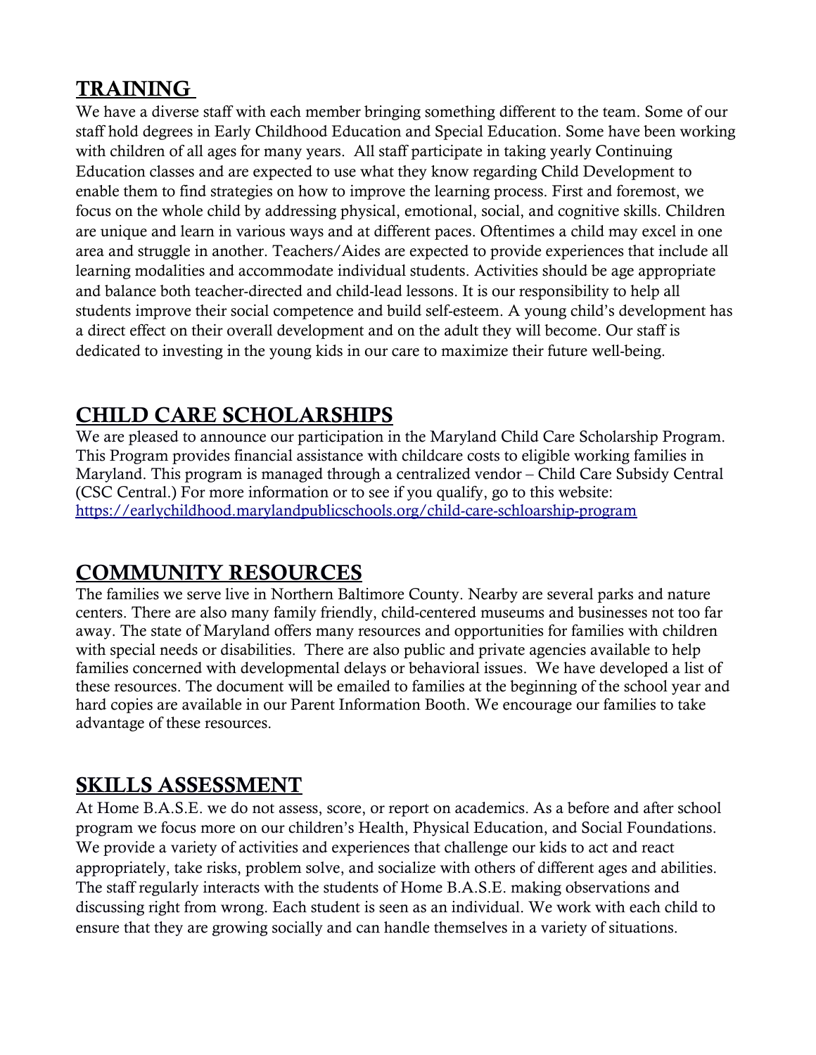## TRAINING

We have a diverse staff with each member bringing something different to the team. Some of our staff hold degrees in Early Childhood Education and Special Education. Some have been working with children of all ages for many years. All staff participate in taking yearly Continuing Education classes and are expected to use what they know regarding Child Development to enable them to find strategies on how to improve the learning process. First and foremost, we focus on the whole child by addressing physical, emotional, social, and cognitive skills. Children are unique and learn in various ways and at different paces. Oftentimes a child may excel in one area and struggle in another. Teachers/Aides are expected to provide experiences that include all learning modalities and accommodate individual students. Activities should be age appropriate and balance both teacher-directed and child-lead lessons. It is our responsibility to help all students improve their social competence and build self-esteem. A young child's development has a direct effect on their overall development and on the adult they will become. Our staff is dedicated to investing in the young kids in our care to maximize their future well-being.

## CHILD CARE SCHOLARSHIPS

We are pleased to announce our participation in the Maryland Child Care Scholarship Program. This Program provides financial assistance with childcare costs to eligible working families in Maryland. This program is managed through a centralized vendor – Child Care Subsidy Central (CSC Central.) For more information or to see if you qualify, go to this website: https://earlychildhood.marylandpublicschools.org/child-care-schloarship-program

## COMMUNITY RESOURCES

The families we serve live in Northern Baltimore County. Nearby are several parks and nature centers. There are also many family friendly, child-centered museums and businesses not too far away. The state of Maryland offers many resources and opportunities for families with children with special needs or disabilities. There are also public and private agencies available to help families concerned with developmental delays or behavioral issues. We have developed a list of these resources. The document will be emailed to families at the beginning of the school year and hard copies are available in our Parent Information Booth. We encourage our families to take advantage of these resources.

## SKILLS ASSESSMENT

At Home B.A.S.E. we do not assess, score, or report on academics. As a before and after school program we focus more on our children's Health, Physical Education, and Social Foundations. We provide a variety of activities and experiences that challenge our kids to act and react appropriately, take risks, problem solve, and socialize with others of different ages and abilities. The staff regularly interacts with the students of Home B.A.S.E. making observations and discussing right from wrong. Each student is seen as an individual. We work with each child to ensure that they are growing socially and can handle themselves in a variety of situations.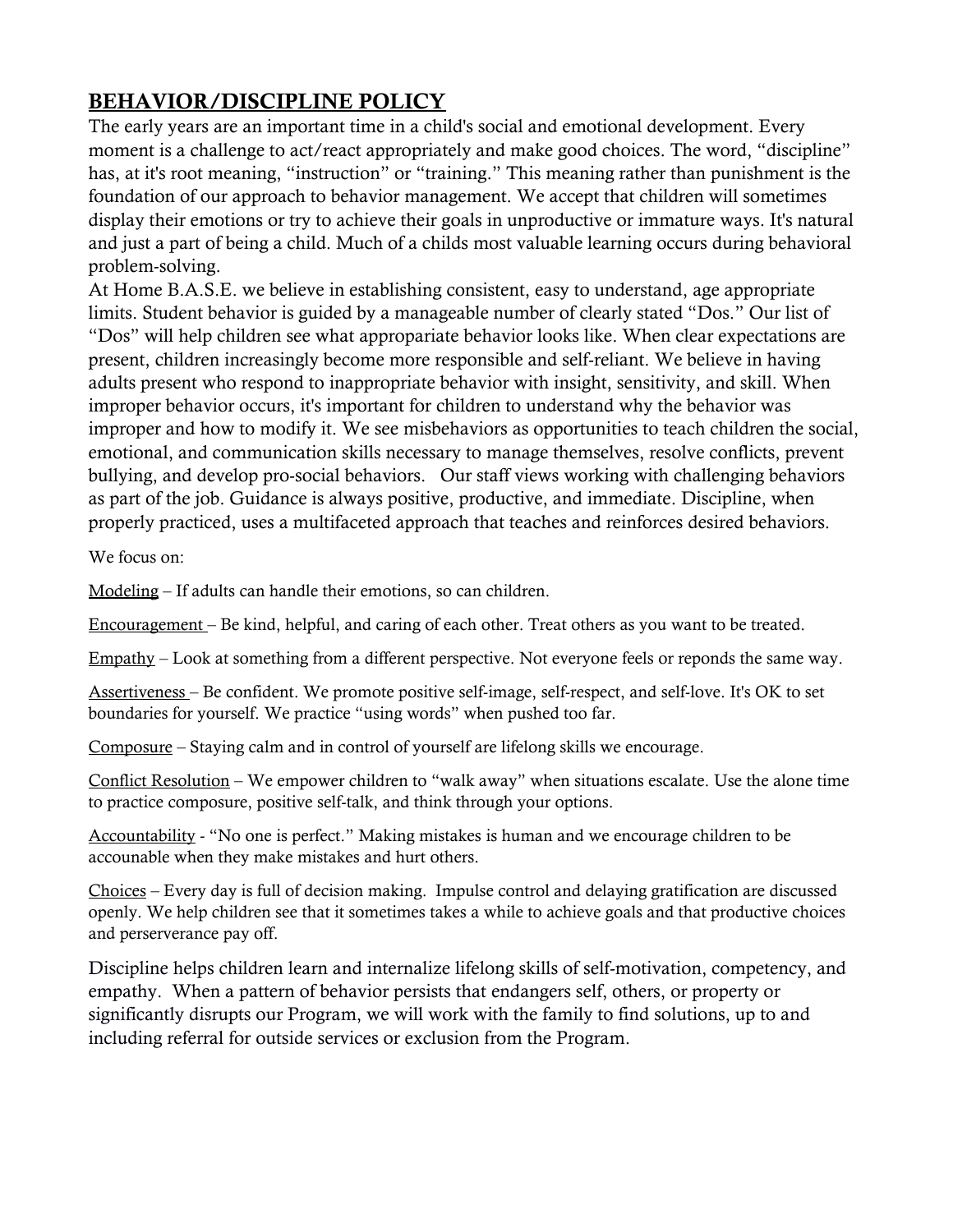## BEHAVIOR/DISCIPLINE POLICY

The early years are an important time in a child's social and emotional development. Every moment is a challenge to act/react appropriately and make good choices. The word, "discipline" has, at it's root meaning, "instruction" or "training." This meaning rather than punishment is the foundation of our approach to behavior management. We accept that children will sometimes display their emotions or try to achieve their goals in unproductive or immature ways. It's natural and just a part of being a child. Much of a childs most valuable learning occurs during behavioral problem-solving.

At Home B.A.S.E. we believe in establishing consistent, easy to understand, age appropriate limits. Student behavior is guided by a manageable number of clearly stated "Dos." Our list of "Dos" will help children see what approapariate behavior looks like. When clear expectations are present, children increasingly become more responsible and self-reliant. We believe in having adults present who respond to inappropriate behavior with insight, sensitivity, and skill. When improper behavior occurs, it's important for children to understand why the behavior was improper and how to modify it. We see misbehaviors as opportunities to teach children the social, emotional, and communication skills necessary to manage themselves, resolve conflicts, prevent bullying, and develop pro-social behaviors. Our staff views working with challenging behaviors as part of the job. Guidance is always positive, productive, and immediate. Discipline, when properly practiced, uses a multifaceted approach that teaches and reinforces desired behaviors.

We focus on:

<u>Modeling</u> – If adults can handle their emotions, so can children.

<u>Encouragement</u> – Be kind, helpful, and caring of each other. Treat others as you want to be treated.

<u>Empathy</u> – Look at something from a different perspective. Not everyone feels or reponds the same way.

<u>Assertiveness</u> – Be confident. We promote positive self-image, self-respect, and self-love. It's OK to set boundaries for yourself. We practice "using words" when pushed too far.

<u>Composure</u> – Staying calm and in control of yourself are lifelong skills we encourage.

<u>Conflict Resolution</u> – We empower children to "walk away" when situations escalate. Use the alone time to practice composure, positive self-talk, and think through your options.

<u>Accountability</u> - "No one is perfect." Making mistakes is human and we encourage children to be accounable when they make mistakes and hurt others.

<u>Choices</u> – Every day is full of decision making. Impulse control and delaying gratification are discussed openly. We help children see that it sometimes takes a while to achieve goals and that productive choices and perserverance pay off.

Discipline helps children learn and internalize lifelong skills of self-motivation, competency, and empathy. When a pattern of behavior persists that endangers self, others, or property or significantly disrupts our Program, we will work with the family to find solutions, up to and including referral for outside services or exclusion from the Program.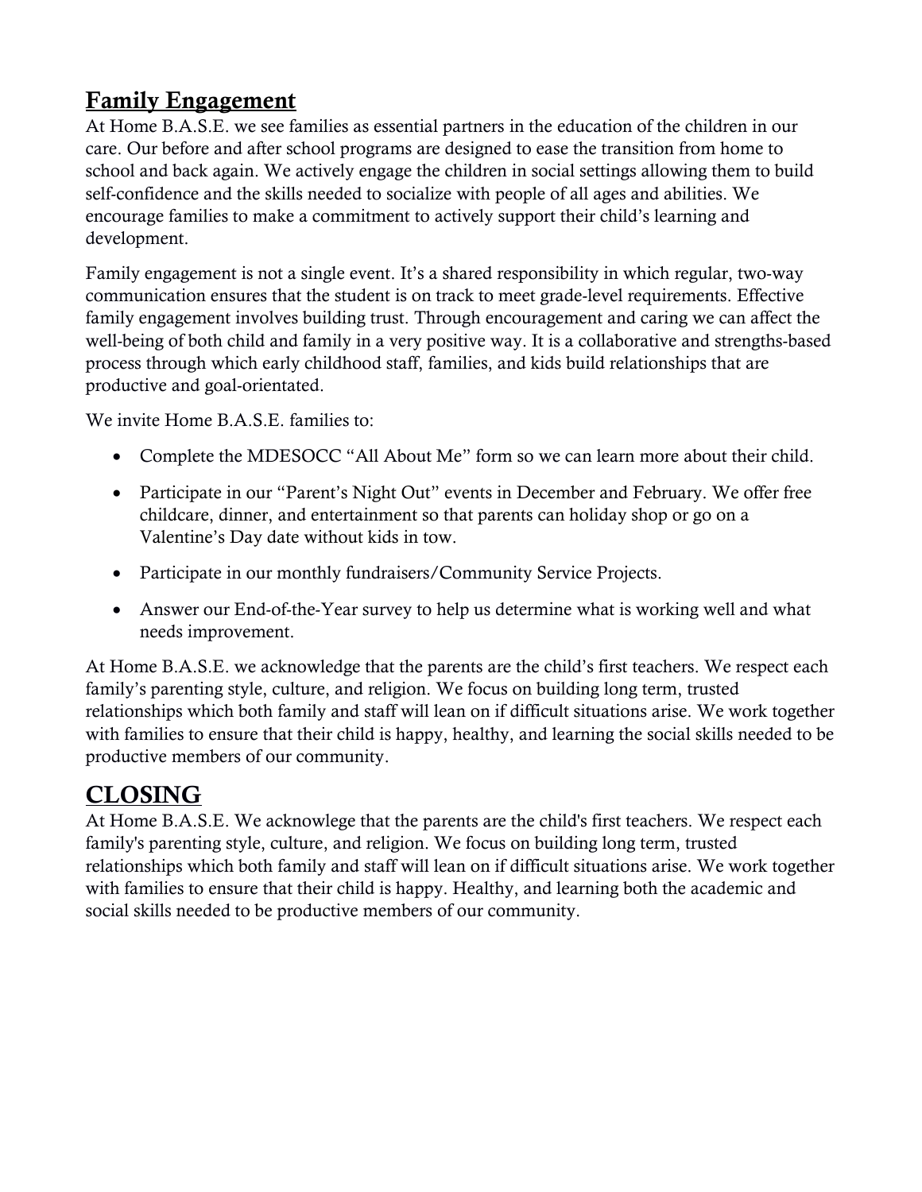## Family Engagement

At Home B.A.S.E. we see families as essential partners in the education of the children in our care. Our before and after school programs are designed to ease the transition from home to school and back again. We actively engage the children in social settings allowing them to build self-confidence and the skills needed to socialize with people of all ages and abilities. We encourage families to make a commitment to actively support their child's learning and development.

Family engagement is not a single event. It's a shared responsibility in which regular, two-way communication ensures that the student is on track to meet grade-level requirements. Effective family engagement involves building trust. Through encouragement and caring we can affect the well-being of both child and family in a very positive way. It is a collaborative and strengths-based process through which early childhood staff, families, and kids build relationships that are productive and goal-orientated.

We invite Home B.A.S.E. families to:

- Complete the MDESOCC "All About Me" form so we can learn more about their child.
- Participate in our "Parent's Night Out" events in December and February. We offer free childcare, dinner, and entertainment so that parents can holiday shop or go on a Valentine's Day date without kids in tow.
- Participate in our monthly fundraisers/Community Service Projects.
- Answer our End-of-the-Year survey to help us determine what is working well and what needs improvement.

At Home B.A.S.E. we acknowledge that the parents are the child's first teachers. We respect each family's parenting style, culture, and religion. We focus on building long term, trusted relationships which both family and staff will lean on if difficult situations arise. We work together with families to ensure that their child is happy, healthy, and learning the social skills needed to be productive members of our community.

## CLOSING

At Home B.A.S.E. We acknowlege that the parents are the child's first teachers. We respect each family's parenting style, culture, and religion. We focus on building long term, trusted relationships which both family and staff will lean on if difficult situations arise. We work together with families to ensure that their child is happy. Healthy, and learning both the academic and social skills needed to be productive members of our community.